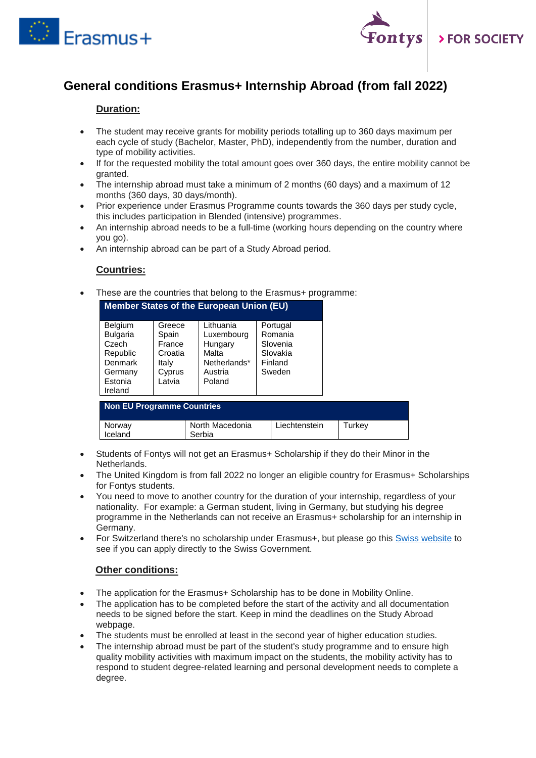# General conditions Erasmus+ Internship Abroad (from fall 2022)

## Duration:

- The student may receive grants for mobility periods totalling up to 360 days maximum per each cycle of study (Bachelor, Master, PhD), independently from the number, duration and type of mobility activities.
- If for the requested mobility the total amount goes over 360 days, the entire mobility cannot be granted.
- The internship abroad must take a minimum of 2 months (60 days) and a maximum of 12 months (360 days, 30 days/month).
- Prior experience under Erasmus Programme counts towards the 360 days per study cycle, this includes participation in Blended (intensive) programmes.
- An internship abroad needs to be a full-time (working hours depending on the country where you go).
- An internship abroad can be part of a Study Abroad period.

## Countries:

- These are the countries that belong to the Erasmus+ programme:

| Member States of the European Union (EU) | | | |
|---|---|---|---|
| Belgium<br>Bulgaria<br>Czech Republic<br>Denmark<br>Germany<br>Estonia<br>Ireland | Greece<br>Spain<br>France<br>Croatia<br>Italy<br>Cyprus<br>Latvia | Lithuania<br>Luxembourg<br>Hungary<br>Malta<br>Netherlands*<br>Austria<br>Poland | Portugal<br>Romania<br>Slovenia<br>Slovakia<br>Finland<br>Sweden |

| Non EU Programme Countries | | | |
|---|---|---|---|
| Norway<br>Iceland | North Macedonia<br>Serbia | Liechtenstein | Turkey |

- Students of Fontys will not get an Erasmus+ Scholarship if they do their Minor in the Netherlands.
- The United Kingdom is from fall 2022 no longer an eligible country for Erasmus+ Scholarships for Fontys students.
- You need to move to another country for the duration of your internship, regardless of your nationality. For example: a German student, living in Germany, but studying his degree programme in the Netherlands can not receive an Erasmus+ scholarship for an internship in Germany.
- For Switzerland there's no scholarship under Erasmus+, but please go this Swiss website to see if you can apply directly to the Swiss Government.

## Other conditions:

- The application for the Erasmus+ Scholarship has to be done in Mobility Online.
- The application has to be completed before the start of the activity and all documentation needs to be signed before the start. Keep in mind the deadlines on the Study Abroad webpage.
- The students must be enrolled at least in the second year of higher education studies.
- The internship abroad must be part of the student's study programme and to ensure high quality mobility activities with maximum impact on the students, the mobility activity has to respond to student degree-related learning and personal development needs to complete a degree.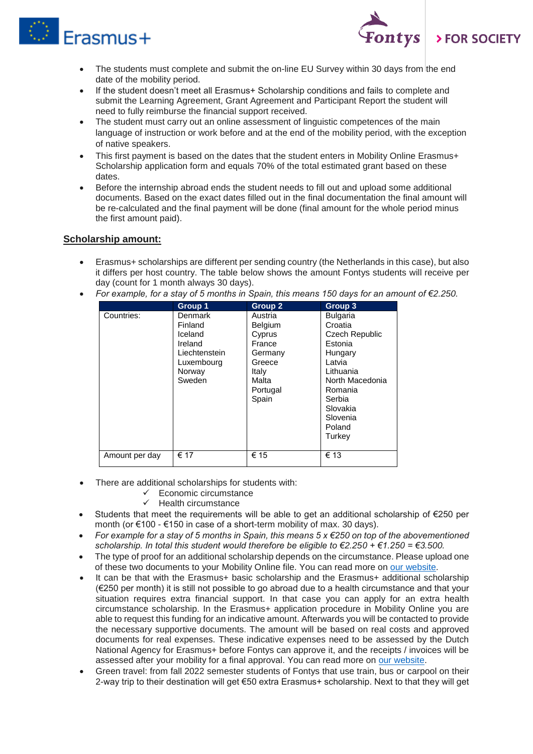- The students must complete and submit the on-line EU Survey within 30 days from the end date of the mobility period.
- If the student doesn't meet all Erasmus+ Scholarship conditions and fails to complete and submit the Learning Agreement, Grant Agreement and Participant Report the student will need to fully reimburse the financial support received.
- The student must carry out an online assessment of linguistic competences of the main language of instruction or work before and at the end of the mobility period, with the exception of native speakers.
- This first payment is based on the dates that the student enters in Mobility Online Erasmus+ Scholarship application form and equals 70% of the total estimated grant based on these dates.
- Before the internship abroad ends the student needs to fill out and upload some additional documents. Based on the exact dates filled out in the final documentation the final amount will be re-calculated and the final payment will be done (final amount for the whole period minus the first amount paid).

## Scholarship amount:

- Erasmus+ scholarships are different per sending country (the Netherlands in this case), but also it differs per host country. The table below shows the amount Fontys students will receive per day (count for 1 month always 30 days).
- *For example, for a stay of 5 months in Spain, this means 150 days for an amount of €2.250.*

| | Group 1 | Group 2 | Group 3 |
|---|---|---|---|
| Countries: | Denmark<br>Finland<br>Iceland<br>Ireland<br>Liechtenstein<br>Luxembourg<br>Norway<br>Sweden | Austria<br>Belgium<br>Cyprus<br>France<br>Germany<br>Greece<br>Italy<br>Malta<br>Portugal<br>Spain | Bulgaria<br>Croatia<br>Czech Republic<br>Estonia<br>Hungary<br>Latvia<br>Lithuania<br>North Macedonia<br>Romania<br>Serbia<br>Slovakia<br>Slovenia<br>Poland<br>Turkey |
| Amount per day | € 17 | € 15 | € 13 |

- There are additional scholarships for students with:
  - ✓ Economic circumstance
  - ✓ Health circumstance
- Students that meet the requirements will be able to get an additional scholarship of €250 per month (or €100 - €150 in case of a short-term mobility of max. 30 days).
- *For example for a stay of 5 months in Spain, this means 5 x €250 on top of the abovementioned scholarship. In total this student would therefore be eligible to €2.250 + €1.250 = €3.500.*
- The type of proof for an additional scholarship depends on the circumstance. Please upload one of these two documents to your Mobility Online file. You can read more on our website.
- It can be that with the Erasmus+ basic scholarship and the Erasmus+ additional scholarship (€250 per month) it is still not possible to go abroad due to a health circumstance and that your situation requires extra financial support. In that case you can apply for an extra health circumstance scholarship. In the Erasmus+ application procedure in Mobility Online you are able to request this funding for an indicative amount. Afterwards you will be contacted to provide the necessary supportive documents. The amount will be based on real costs and approved documents for real expenses. These indicative expenses need to be assessed by the Dutch National Agency for Erasmus+ before Fontys can approve it, and the receipts / invoices will be assessed after your mobility for a final approval. You can read more on our website.
- Green travel: from fall 2022 semester students of Fontys that use train, bus or carpool on their 2-way trip to their destination will get €50 extra Erasmus+ scholarship. Next to that they will get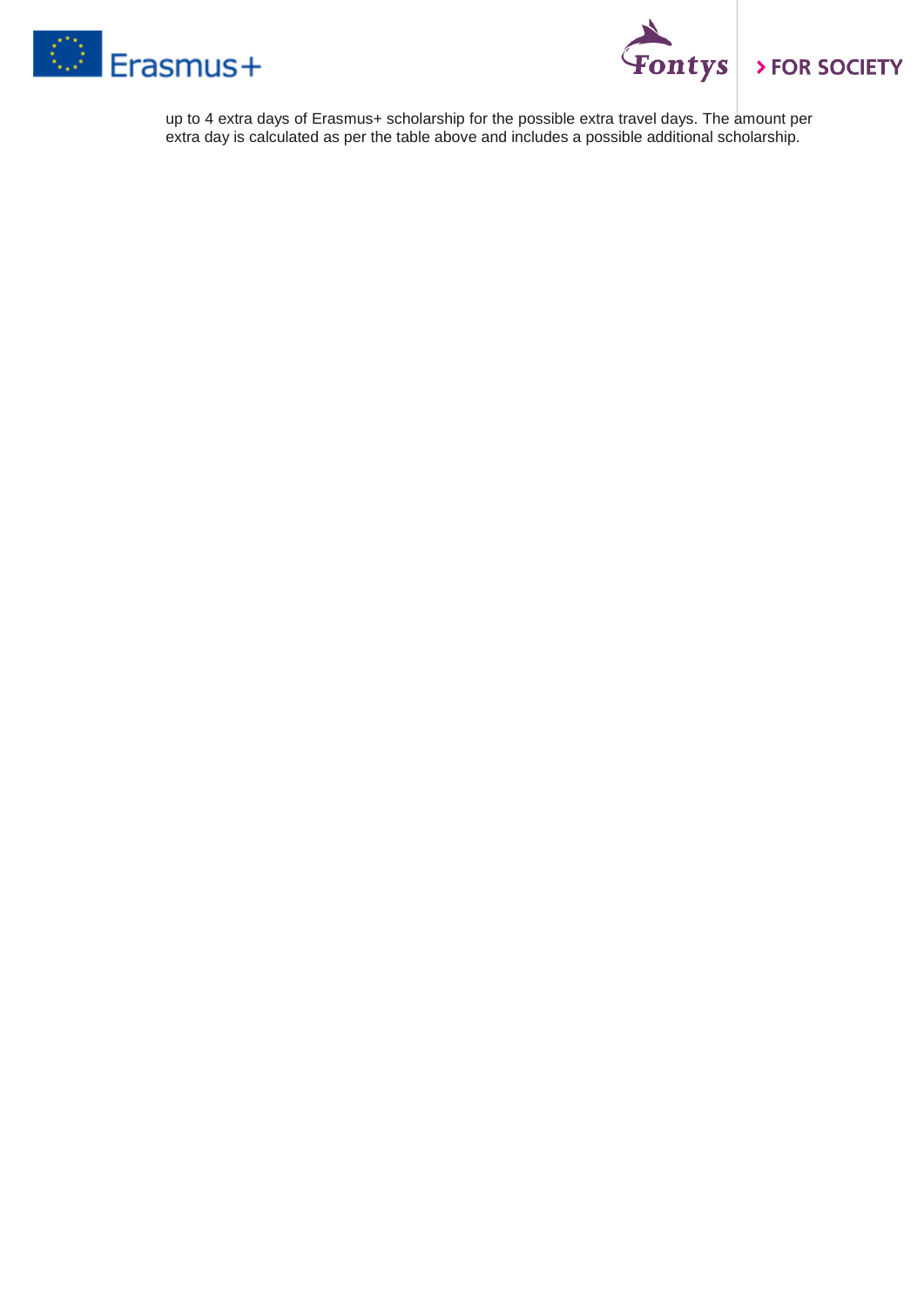up to 4 extra days of Erasmus+ scholarship for the possible extra travel days. The amount per extra day is calculated as per the table above and includes a possible additional scholarship.